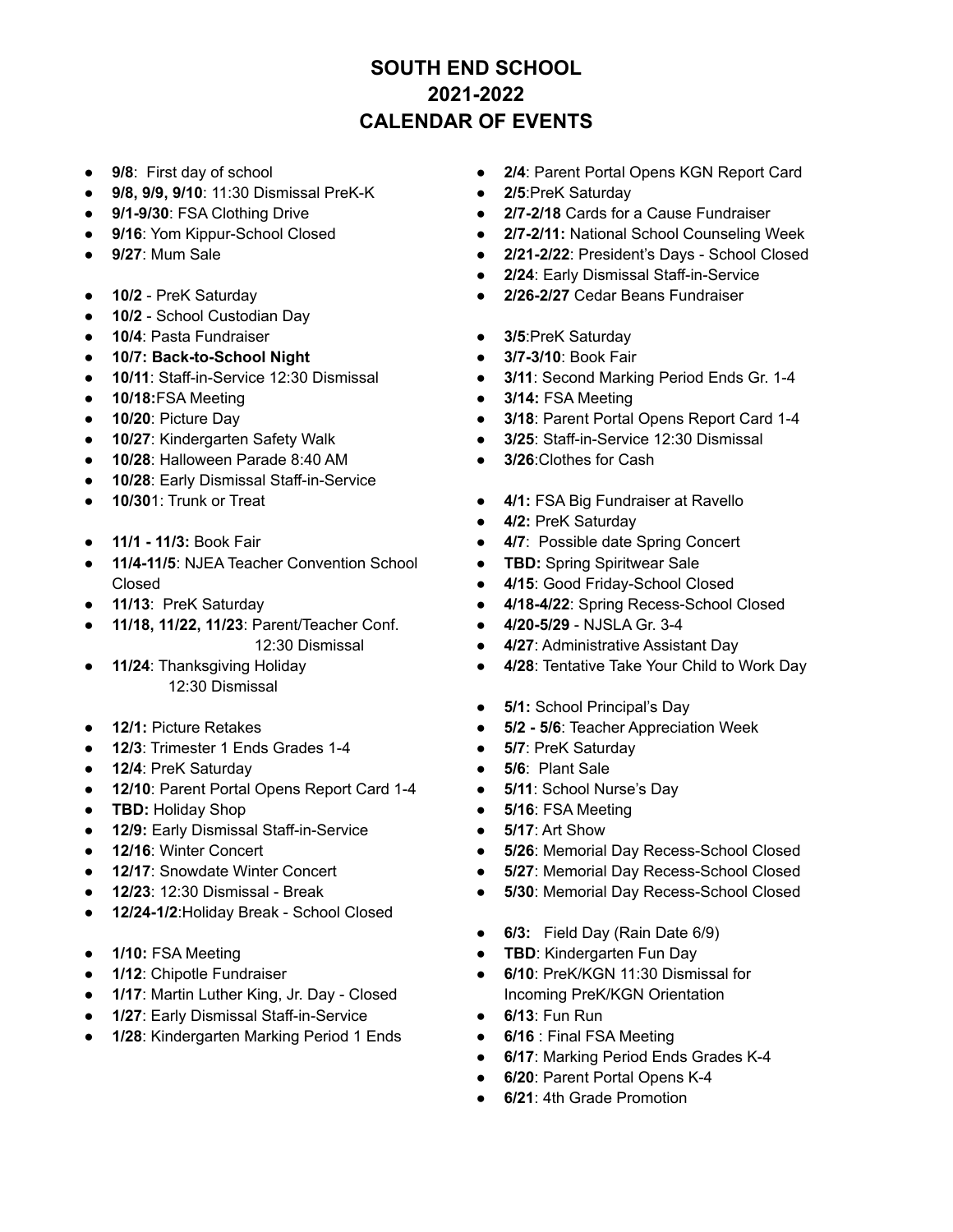# SOUTH END SCHOOL
# 2021-2022
# CALENDAR OF EVENTS

- **9/8**: First day of school
- **9/8, 9/9, 9/10**: 11:30 Dismissal PreK-K
- **9/1-9/30**: FSA Clothing Drive
- **9/16**: Yom Kippur-School Closed
- **9/27**: Mum Sale

- **10/2** - PreK Saturday
- **10/2** - School Custodian Day
- **10/4**: Pasta Fundraiser
- **10/7: Back-to-School Night**
- **10/11**: Staff-in-Service 12:30 Dismissal
- **10/18:**FSA Meeting
- **10/20**: Picture Day
- **10/27**: Kindergarten Safety Walk
- **10/28**: Halloween Parade 8:40 AM
- **10/28**: Early Dismissal Staff-in-Service
- **10/30**1: Trunk or Treat

- **11/1 - 11/3:** Book Fair
- **11/4-11/5**: NJEA Teacher Convention School Closed
- **11/13**: PreK Saturday
- **11/18, 11/22, 11/23**: Parent/Teacher Conf. 12:30 Dismissal
- **11/24**: Thanksgiving Holiday 12:30 Dismissal

- **12/1:** Picture Retakes
- **12/3**: Trimester 1 Ends Grades 1-4
- **12/4**: PreK Saturday
- **12/10**: Parent Portal Opens Report Card 1-4
- **TBD:** Holiday Shop
- **12/9:** Early Dismissal Staff-in-Service
- **12/16**: Winter Concert
- **12/17**: Snowdate Winter Concert
- **12/23**: 12:30 Dismissal - Break
- **12/24-1/2**:Holiday Break - School Closed

- **1/10:** FSA Meeting
- **1/12**: Chipotle Fundraiser
- **1/17**: Martin Luther King, Jr. Day - Closed
- **1/27**: Early Dismissal Staff-in-Service
- **1/28**: Kindergarten Marking Period 1 Ends

- **2/4**: Parent Portal Opens KGN Report Card
- **2/5**:PreK Saturday
- **2/7-2/18** Cards for a Cause Fundraiser
- **2/7-2/11:** National School Counseling Week
- **2/21-2/22**: President's Days - School Closed
- **2/24**: Early Dismissal Staff-in-Service
- **2/26-2/27** Cedar Beans Fundraiser

- **3/5**:PreK Saturday
- **3/7-3/10**: Book Fair
- **3/11**: Second Marking Period Ends Gr. 1-4
- **3/14:** FSA Meeting
- **3/18**: Parent Portal Opens Report Card 1-4
- **3/25**: Staff-in-Service 12:30 Dismissal
- **3/26**:Clothes for Cash

- **4/1:** FSA Big Fundraiser at Ravello
- **4/2:** PreK Saturday
- **4/7**: Possible date Spring Concert
- **TBD:** Spring Spiritwear Sale
- **4/15**: Good Friday-School Closed
- **4/18-4/22**: Spring Recess-School Closed
- **4/20-5/29** - NJSLA Gr. 3-4
- **4/27**: Administrative Assistant Day
- **4/28**: Tentative Take Your Child to Work Day

- **5/1:** School Principal's Day
- **5/2 - 5/6**: Teacher Appreciation Week
- **5/7**: PreK Saturday
- **5/6**: Plant Sale
- **5/11**: School Nurse's Day
- **5/16**: FSA Meeting
- **5/17**: Art Show
- **5/26**: Memorial Day Recess-School Closed
- **5/27**: Memorial Day Recess-School Closed
- **5/30**: Memorial Day Recess-School Closed

- **6/3:** Field Day (Rain Date 6/9)
- **TBD**: Kindergarten Fun Day
- **6/10**: PreK/KGN 11:30 Dismissal for Incoming PreK/KGN Orientation
- **6/13**: Fun Run
- **6/16** : Final FSA Meeting
- **6/17**: Marking Period Ends Grades K-4
- **6/20**: Parent Portal Opens K-4
- **6/21**: 4th Grade Promotion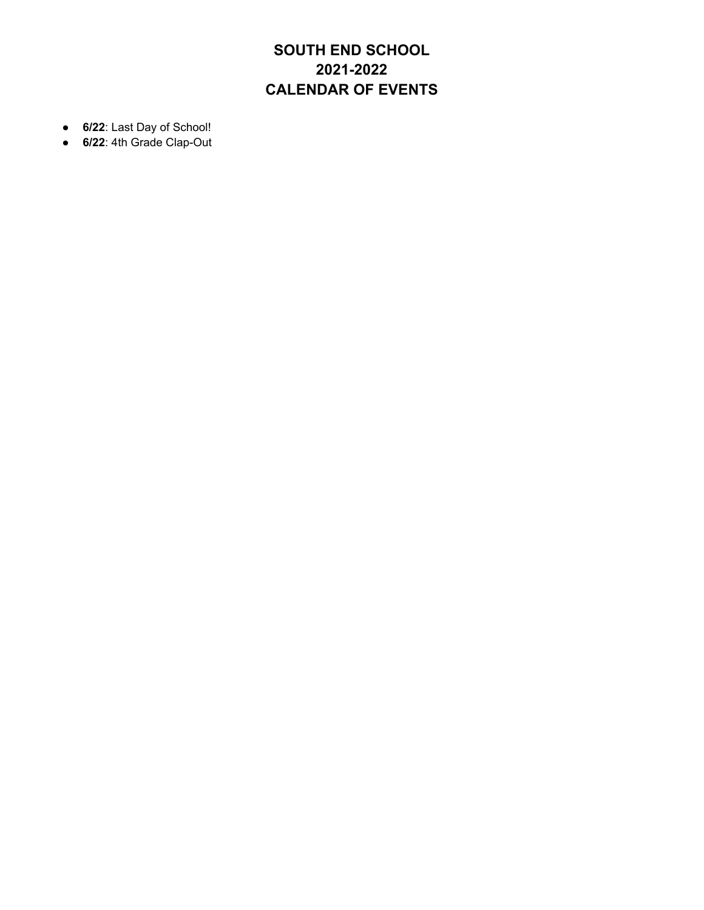# SOUTH END SCHOOL
# 2021-2022
# CALENDAR OF EVENTS

- **6/22**: Last Day of School!
- **6/22**: 4th Grade Clap-Out